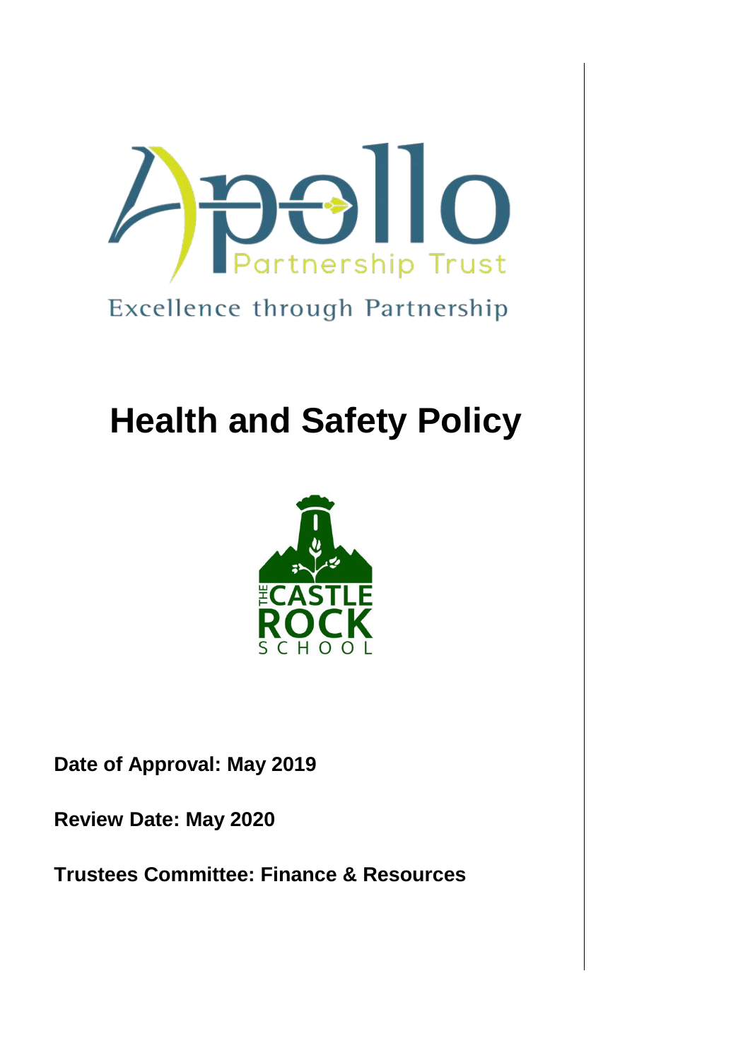Apollo Partnership Trust

Excellence through Partnership

# Health and Safety Policy

THE CASTLE ROCK SCHOOL

**Date of Approval: May 2019**

**Review Date: May 2020**

**Trustees Committee: Finance & Resources**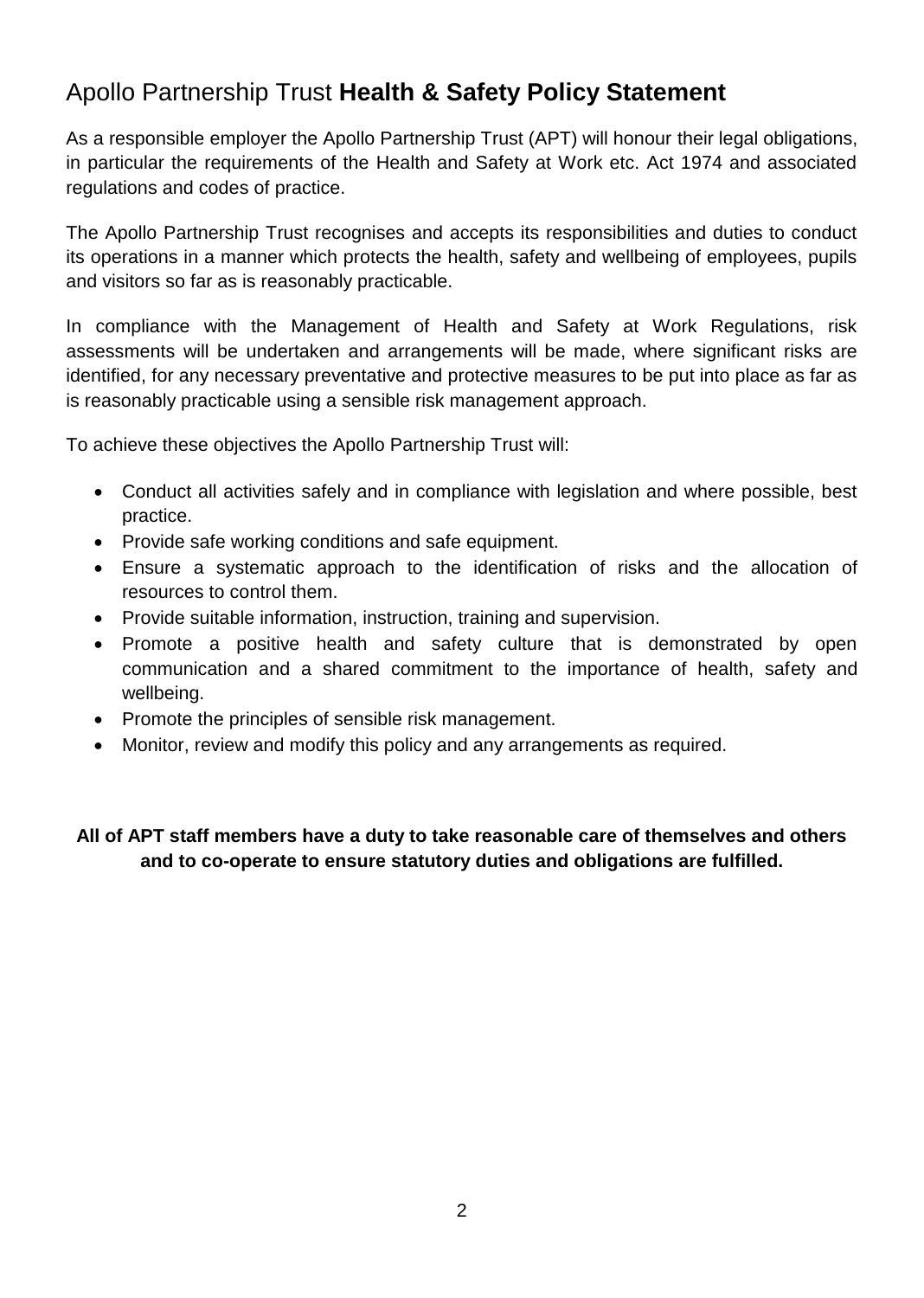# Apollo Partnership Trust **Health & Safety Policy Statement**

As a responsible employer the Apollo Partnership Trust (APT) will honour their legal obligations, in particular the requirements of the Health and Safety at Work etc. Act 1974 and associated regulations and codes of practice.

The Apollo Partnership Trust recognises and accepts its responsibilities and duties to conduct its operations in a manner which protects the health, safety and wellbeing of employees, pupils and visitors so far as is reasonably practicable.

In compliance with the Management of Health and Safety at Work Regulations, risk assessments will be undertaken and arrangements will be made, where significant risks are identified, for any necessary preventative and protective measures to be put into place as far as is reasonably practicable using a sensible risk management approach.

To achieve these objectives the Apollo Partnership Trust will:

- Conduct all activities safely and in compliance with legislation and where possible, best practice.
- Provide safe working conditions and safe equipment.
- Ensure a systematic approach to the identification of risks and the allocation of resources to control them.
- Provide suitable information, instruction, training and supervision.
- Promote a positive health and safety culture that is demonstrated by open communication and a shared commitment to the importance of health, safety and wellbeing.
- Promote the principles of sensible risk management.
- Monitor, review and modify this policy and any arrangements as required.

**All of APT staff members have a duty to take reasonable care of themselves and others and to co-operate to ensure statutory duties and obligations are fulfilled.**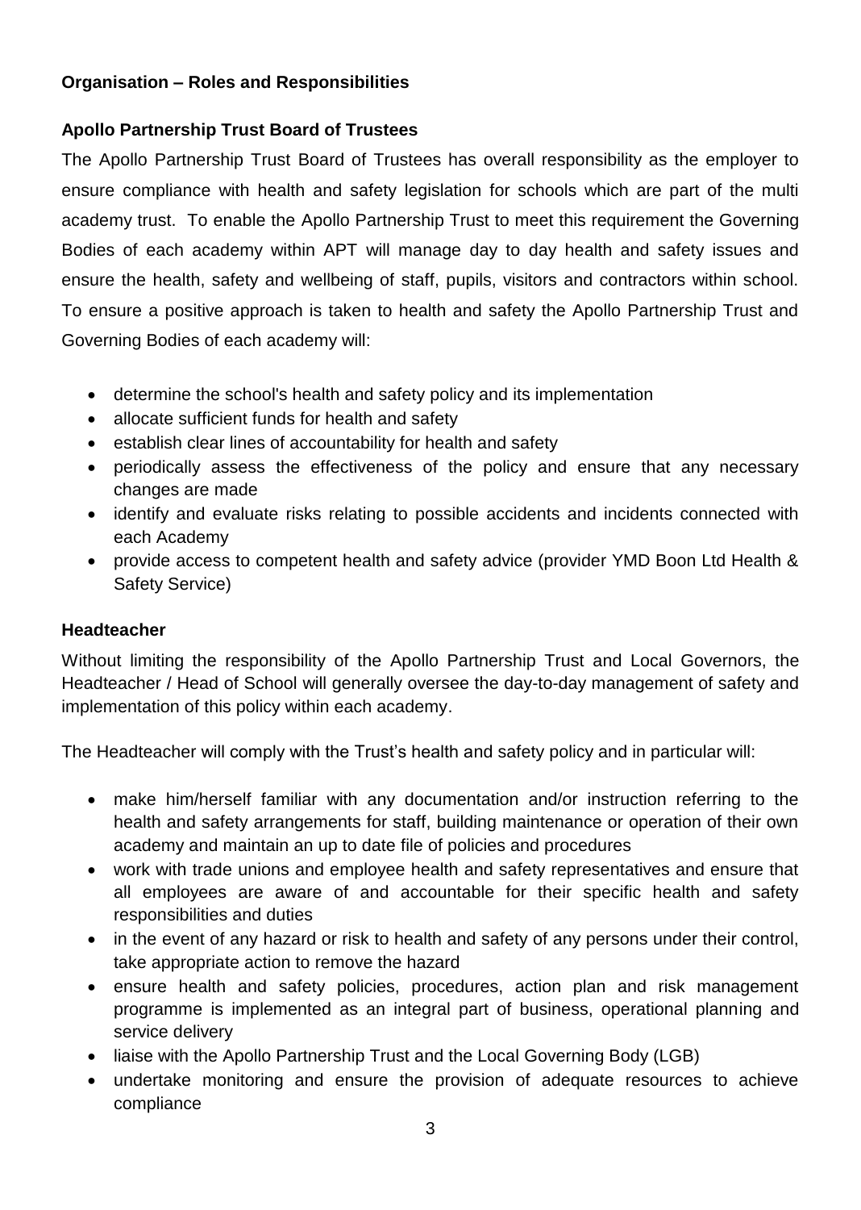**Organisation – Roles and Responsibilities**

**Apollo Partnership Trust Board of Trustees**

The Apollo Partnership Trust Board of Trustees has overall responsibility as the employer to ensure compliance with health and safety legislation for schools which are part of the multi academy trust. To enable the Apollo Partnership Trust to meet this requirement the Governing Bodies of each academy within APT will manage day to day health and safety issues and ensure the health, safety and wellbeing of staff, pupils, visitors and contractors within school. To ensure a positive approach is taken to health and safety the Apollo Partnership Trust and Governing Bodies of each academy will:

- determine the school's health and safety policy and its implementation
- allocate sufficient funds for health and safety
- establish clear lines of accountability for health and safety
- periodically assess the effectiveness of the policy and ensure that any necessary changes are made
- identify and evaluate risks relating to possible accidents and incidents connected with each Academy
- provide access to competent health and safety advice (provider YMD Boon Ltd Health & Safety Service)

**Headteacher**

Without limiting the responsibility of the Apollo Partnership Trust and Local Governors, the Headteacher / Head of School will generally oversee the day-to-day management of safety and implementation of this policy within each academy.

The Headteacher will comply with the Trust's health and safety policy and in particular will:

- make him/herself familiar with any documentation and/or instruction referring to the health and safety arrangements for staff, building maintenance or operation of their own academy and maintain an up to date file of policies and procedures
- work with trade unions and employee health and safety representatives and ensure that all employees are aware of and accountable for their specific health and safety responsibilities and duties
- in the event of any hazard or risk to health and safety of any persons under their control, take appropriate action to remove the hazard
- ensure health and safety policies, procedures, action plan and risk management programme is implemented as an integral part of business, operational planning and service delivery
- liaise with the Apollo Partnership Trust and the Local Governing Body (LGB)
- undertake monitoring and ensure the provision of adequate resources to achieve compliance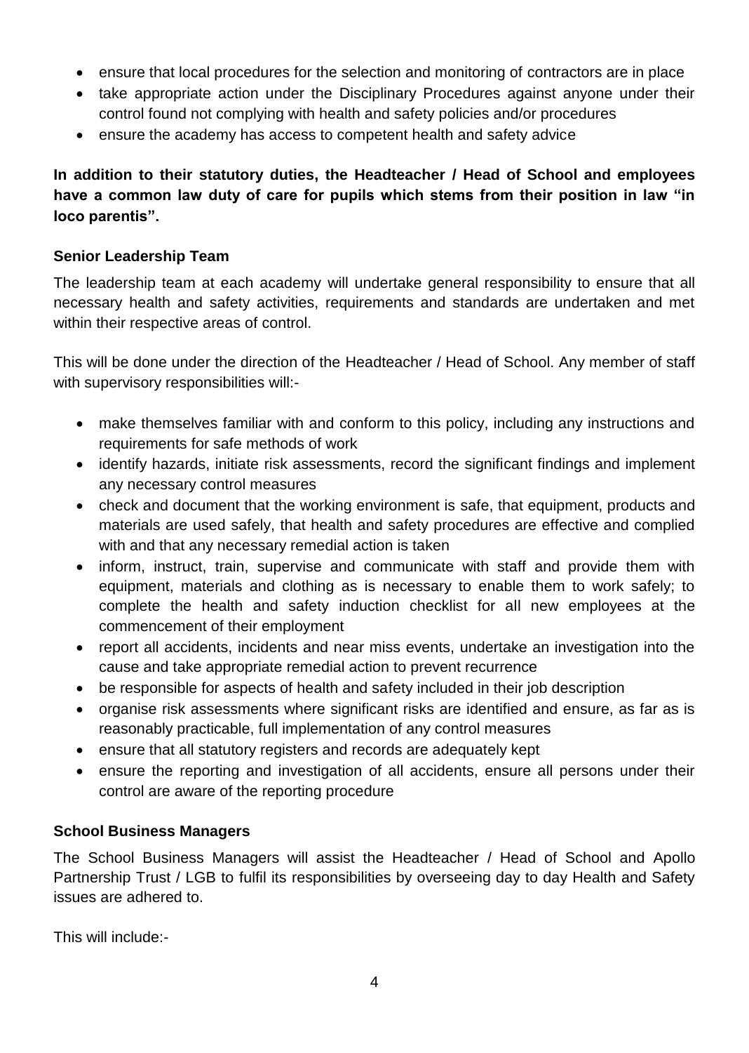- ensure that local procedures for the selection and monitoring of contractors are in place
- take appropriate action under the Disciplinary Procedures against anyone under their control found not complying with health and safety policies and/or procedures
- ensure the academy has access to competent health and safety advice

**In addition to their statutory duties, the Headteacher / Head of School and employees have a common law duty of care for pupils which stems from their position in law "in loco parentis".**

**Senior Leadership Team**

The leadership team at each academy will undertake general responsibility to ensure that all necessary health and safety activities, requirements and standards are undertaken and met within their respective areas of control.

This will be done under the direction of the Headteacher / Head of School. Any member of staff with supervisory responsibilities will:-

- make themselves familiar with and conform to this policy, including any instructions and requirements for safe methods of work
- identify hazards, initiate risk assessments, record the significant findings and implement any necessary control measures
- check and document that the working environment is safe, that equipment, products and materials are used safely, that health and safety procedures are effective and complied with and that any necessary remedial action is taken
- inform, instruct, train, supervise and communicate with staff and provide them with equipment, materials and clothing as is necessary to enable them to work safely; to complete the health and safety induction checklist for all new employees at the commencement of their employment
- report all accidents, incidents and near miss events, undertake an investigation into the cause and take appropriate remedial action to prevent recurrence
- be responsible for aspects of health and safety included in their job description
- organise risk assessments where significant risks are identified and ensure, as far as is reasonably practicable, full implementation of any control measures
- ensure that all statutory registers and records are adequately kept
- ensure the reporting and investigation of all accidents, ensure all persons under their control are aware of the reporting procedure

**School Business Managers**

The School Business Managers will assist the Headteacher / Head of School and Apollo Partnership Trust / LGB to fulfil its responsibilities by overseeing day to day Health and Safety issues are adhered to.

This will include:-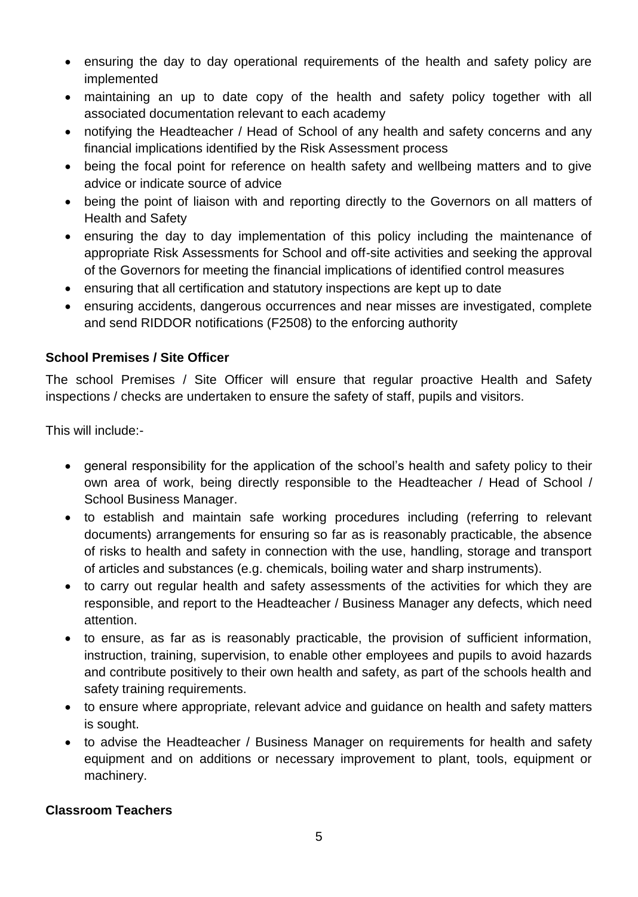- ensuring the day to day operational requirements of the health and safety policy are implemented
- maintaining an up to date copy of the health and safety policy together with all associated documentation relevant to each academy
- notifying the Headteacher / Head of School of any health and safety concerns and any financial implications identified by the Risk Assessment process
- being the focal point for reference on health safety and wellbeing matters and to give advice or indicate source of advice
- being the point of liaison with and reporting directly to the Governors on all matters of Health and Safety
- ensuring the day to day implementation of this policy including the maintenance of appropriate Risk Assessments for School and off-site activities and seeking the approval of the Governors for meeting the financial implications of identified control measures
- ensuring that all certification and statutory inspections are kept up to date
- ensuring accidents, dangerous occurrences and near misses are investigated, complete and send RIDDOR notifications (F2508) to the enforcing authority

**School Premises / Site Officer**

The school Premises / Site Officer will ensure that regular proactive Health and Safety inspections / checks are undertaken to ensure the safety of staff, pupils and visitors.

This will include:-

- general responsibility for the application of the school's health and safety policy to their own area of work, being directly responsible to the Headteacher / Head of School / School Business Manager.
- to establish and maintain safe working procedures including (referring to relevant documents) arrangements for ensuring so far as is reasonably practicable, the absence of risks to health and safety in connection with the use, handling, storage and transport of articles and substances (e.g. chemicals, boiling water and sharp instruments).
- to carry out regular health and safety assessments of the activities for which they are responsible, and report to the Headteacher / Business Manager any defects, which need attention.
- to ensure, as far as is reasonably practicable, the provision of sufficient information, instruction, training, supervision, to enable other employees and pupils to avoid hazards and contribute positively to their own health and safety, as part of the schools health and safety training requirements.
- to ensure where appropriate, relevant advice and guidance on health and safety matters is sought.
- to advise the Headteacher / Business Manager on requirements for health and safety equipment and on additions or necessary improvement to plant, tools, equipment or machinery.

**Classroom Teachers**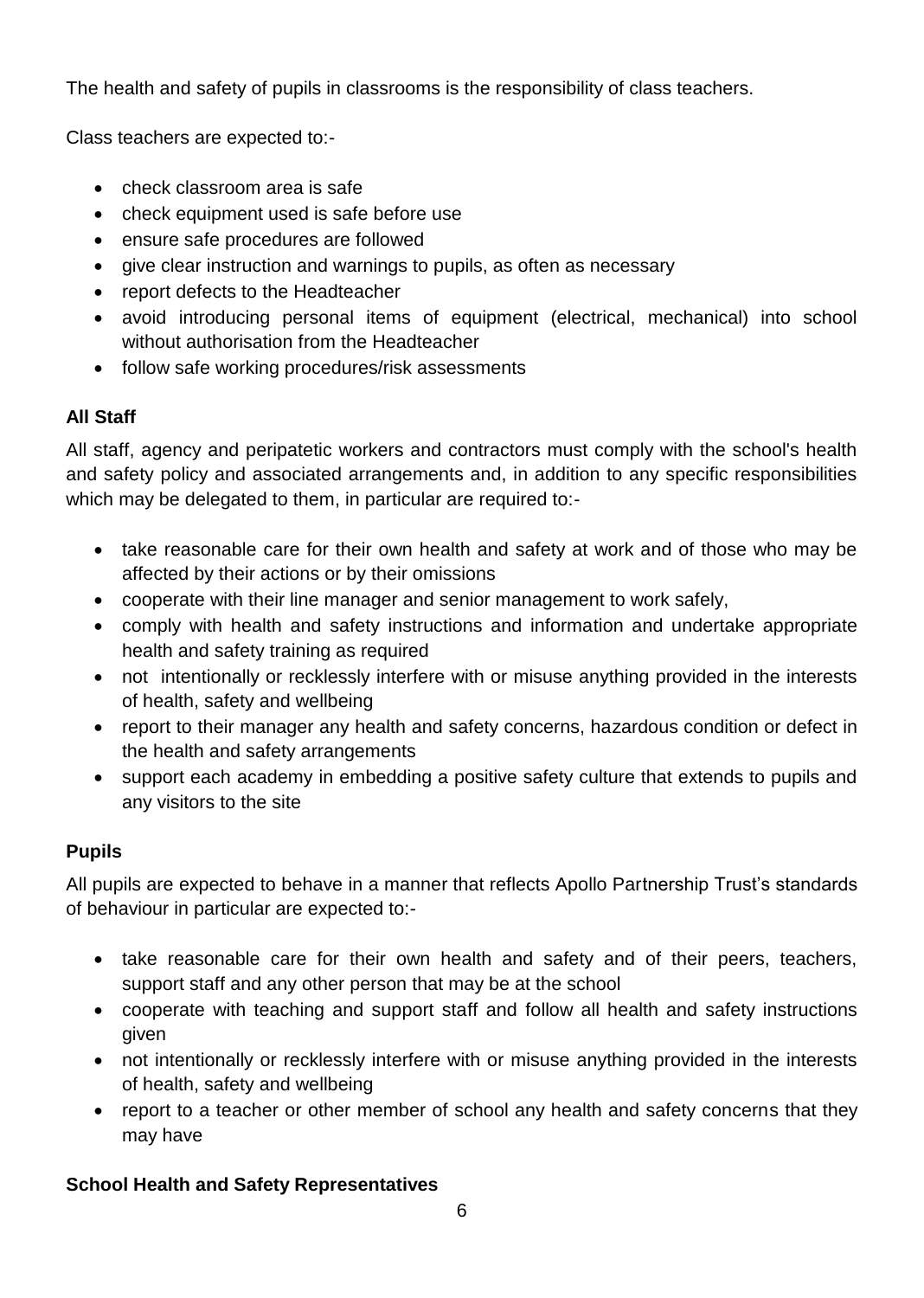The health and safety of pupils in classrooms is the responsibility of class teachers.

Class teachers are expected to:-

- check classroom area is safe
- check equipment used is safe before use
- ensure safe procedures are followed
- give clear instruction and warnings to pupils, as often as necessary
- report defects to the Headteacher
- avoid introducing personal items of equipment (electrical, mechanical) into school without authorisation from the Headteacher
- follow safe working procedures/risk assessments

### All Staff

All staff, agency and peripatetic workers and contractors must comply with the school's health and safety policy and associated arrangements and, in addition to any specific responsibilities which may be delegated to them, in particular are required to:-

- take reasonable care for their own health and safety at work and of those who may be affected by their actions or by their omissions
- cooperate with their line manager and senior management to work safely,
- comply with health and safety instructions and information and undertake appropriate health and safety training as required
- not intentionally or recklessly interfere with or misuse anything provided in the interests of health, safety and wellbeing
- report to their manager any health and safety concerns, hazardous condition or defect in the health and safety arrangements
- support each academy in embedding a positive safety culture that extends to pupils and any visitors to the site

### Pupils

All pupils are expected to behave in a manner that reflects Apollo Partnership Trust's standards of behaviour in particular are expected to:-

- take reasonable care for their own health and safety and of their peers, teachers, support staff and any other person that may be at the school
- cooperate with teaching and support staff and follow all health and safety instructions given
- not intentionally or recklessly interfere with or misuse anything provided in the interests of health, safety and wellbeing
- report to a teacher or other member of school any health and safety concerns that they may have

### School Health and Safety Representatives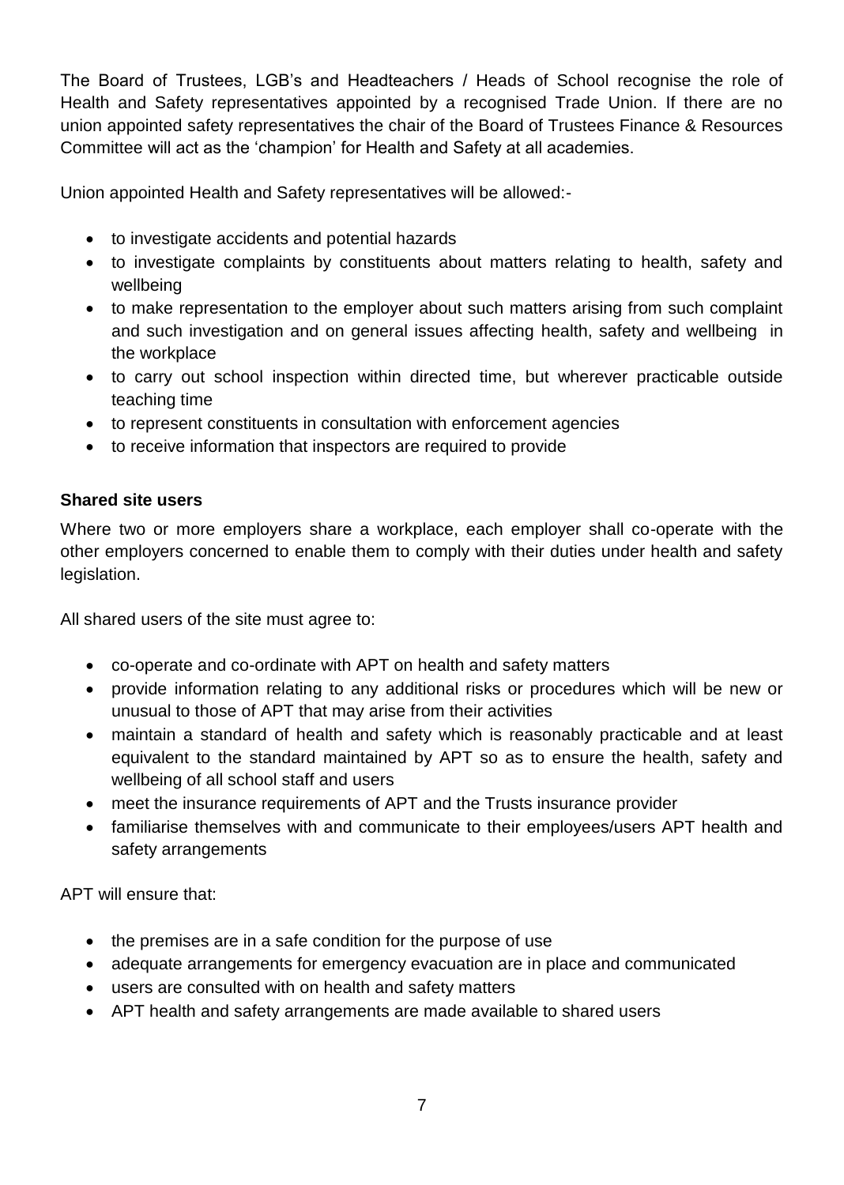The Board of Trustees, LGB's and Headteachers / Heads of School recognise the role of Health and Safety representatives appointed by a recognised Trade Union. If there are no union appointed safety representatives the chair of the Board of Trustees Finance & Resources Committee will act as the 'champion' for Health and Safety at all academies.

Union appointed Health and Safety representatives will be allowed:-

- to investigate accidents and potential hazards
- to investigate complaints by constituents about matters relating to health, safety and wellbeing
- to make representation to the employer about such matters arising from such complaint and such investigation and on general issues affecting health, safety and wellbeing in the workplace
- to carry out school inspection within directed time, but wherever practicable outside teaching time
- to represent constituents in consultation with enforcement agencies
- to receive information that inspectors are required to provide

**Shared site users**

Where two or more employers share a workplace, each employer shall co-operate with the other employers concerned to enable them to comply with their duties under health and safety legislation.

All shared users of the site must agree to:

- co-operate and co-ordinate with APT on health and safety matters
- provide information relating to any additional risks or procedures which will be new or unusual to those of APT that may arise from their activities
- maintain a standard of health and safety which is reasonably practicable and at least equivalent to the standard maintained by APT so as to ensure the health, safety and wellbeing of all school staff and users
- meet the insurance requirements of APT and the Trusts insurance provider
- familiarise themselves with and communicate to their employees/users APT health and safety arrangements

APT will ensure that:

- the premises are in a safe condition for the purpose of use
- adequate arrangements for emergency evacuation are in place and communicated
- users are consulted with on health and safety matters
- APT health and safety arrangements are made available to shared users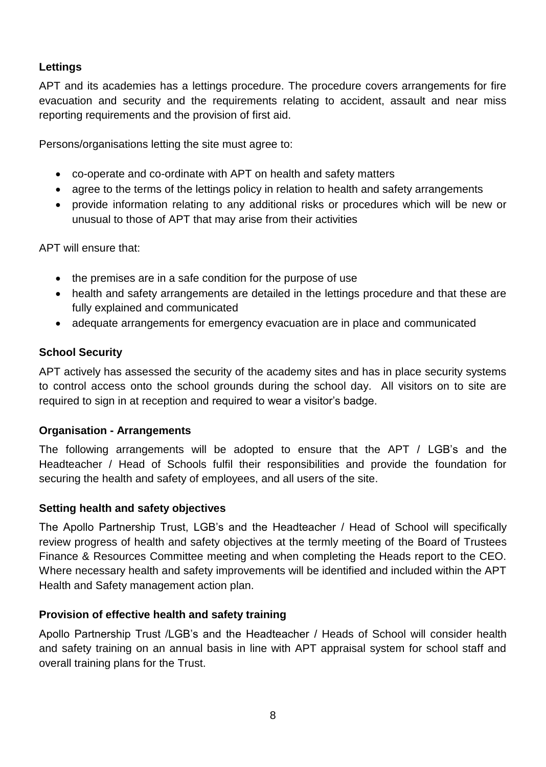**Lettings**

APT and its academies has a lettings procedure. The procedure covers arrangements for fire evacuation and security and the requirements relating to accident, assault and near miss reporting requirements and the provision of first aid.

Persons/organisations letting the site must agree to:

- co-operate and co-ordinate with APT on health and safety matters
- agree to the terms of the lettings policy in relation to health and safety arrangements
- provide information relating to any additional risks or procedures which will be new or unusual to those of APT that may arise from their activities

APT will ensure that:

- the premises are in a safe condition for the purpose of use
- health and safety arrangements are detailed in the lettings procedure and that these are fully explained and communicated
- adequate arrangements for emergency evacuation are in place and communicated

**School Security**

APT actively has assessed the security of the academy sites and has in place security systems to control access onto the school grounds during the school day. All visitors on to site are required to sign in at reception and required to wear a visitor's badge.

**Organisation - Arrangements**

The following arrangements will be adopted to ensure that the APT / LGB's and the Headteacher / Head of Schools fulfil their responsibilities and provide the foundation for securing the health and safety of employees, and all users of the site.

**Setting health and safety objectives**

The Apollo Partnership Trust, LGB's and the Headteacher / Head of School will specifically review progress of health and safety objectives at the termly meeting of the Board of Trustees Finance & Resources Committee meeting and when completing the Heads report to the CEO. Where necessary health and safety improvements will be identified and included within the APT Health and Safety management action plan.

**Provision of effective health and safety training**

Apollo Partnership Trust /LGB's and the Headteacher / Heads of School will consider health and safety training on an annual basis in line with APT appraisal system for school staff and overall training plans for the Trust.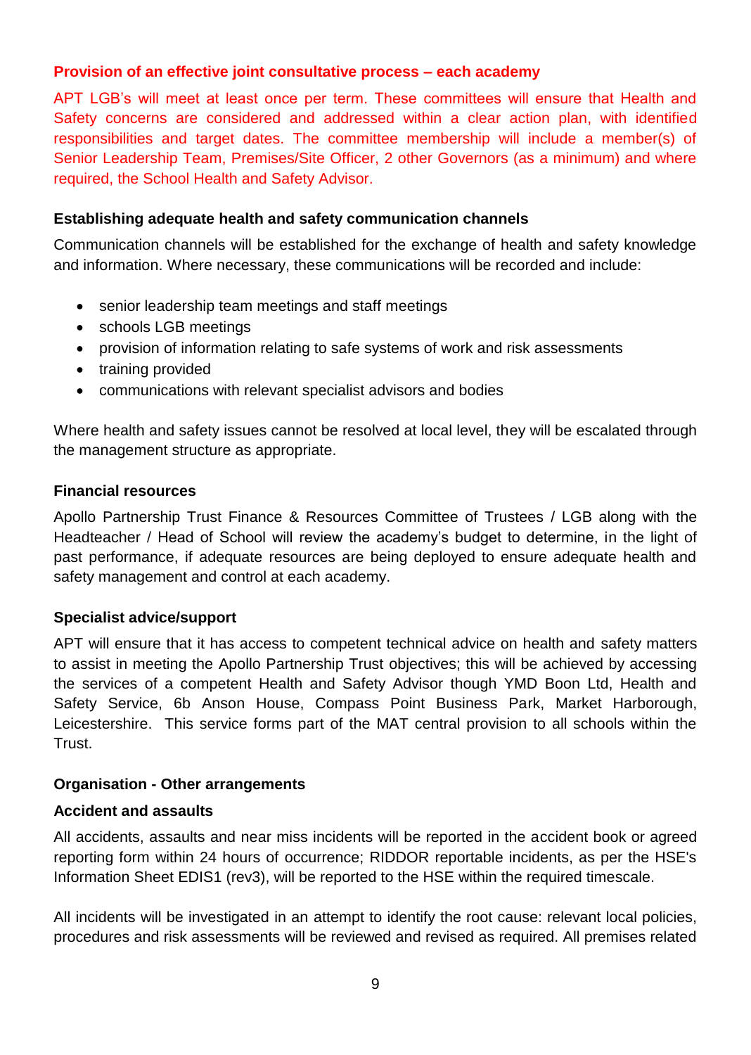**Provision of an effective joint consultative process – each academy**

APT LGB's will meet at least once per term. These committees will ensure that Health and Safety concerns are considered and addressed within a clear action plan, with identified responsibilities and target dates. The committee membership will include a member(s) of Senior Leadership Team, Premises/Site Officer, 2 other Governors (as a minimum) and where required, the School Health and Safety Advisor.

**Establishing adequate health and safety communication channels**

Communication channels will be established for the exchange of health and safety knowledge and information. Where necessary, these communications will be recorded and include:

- senior leadership team meetings and staff meetings
- schools LGB meetings
- provision of information relating to safe systems of work and risk assessments
- training provided
- communications with relevant specialist advisors and bodies

Where health and safety issues cannot be resolved at local level, they will be escalated through the management structure as appropriate.

**Financial resources**

Apollo Partnership Trust Finance & Resources Committee of Trustees / LGB along with the Headteacher / Head of School will review the academy's budget to determine, in the light of past performance, if adequate resources are being deployed to ensure adequate health and safety management and control at each academy.

**Specialist advice/support**

APT will ensure that it has access to competent technical advice on health and safety matters to assist in meeting the Apollo Partnership Trust objectives; this will be achieved by accessing the services of a competent Health and Safety Advisor though YMD Boon Ltd, Health and Safety Service, 6b Anson House, Compass Point Business Park, Market Harborough, Leicestershire. This service forms part of the MAT central provision to all schools within the Trust.

**Organisation - Other arrangements**

**Accident and assaults**

All accidents, assaults and near miss incidents will be reported in the accident book or agreed reporting form within 24 hours of occurrence; RIDDOR reportable incidents, as per the HSE's Information Sheet EDIS1 (rev3), will be reported to the HSE within the required timescale.

All incidents will be investigated in an attempt to identify the root cause: relevant local policies, procedures and risk assessments will be reviewed and revised as required. All premises related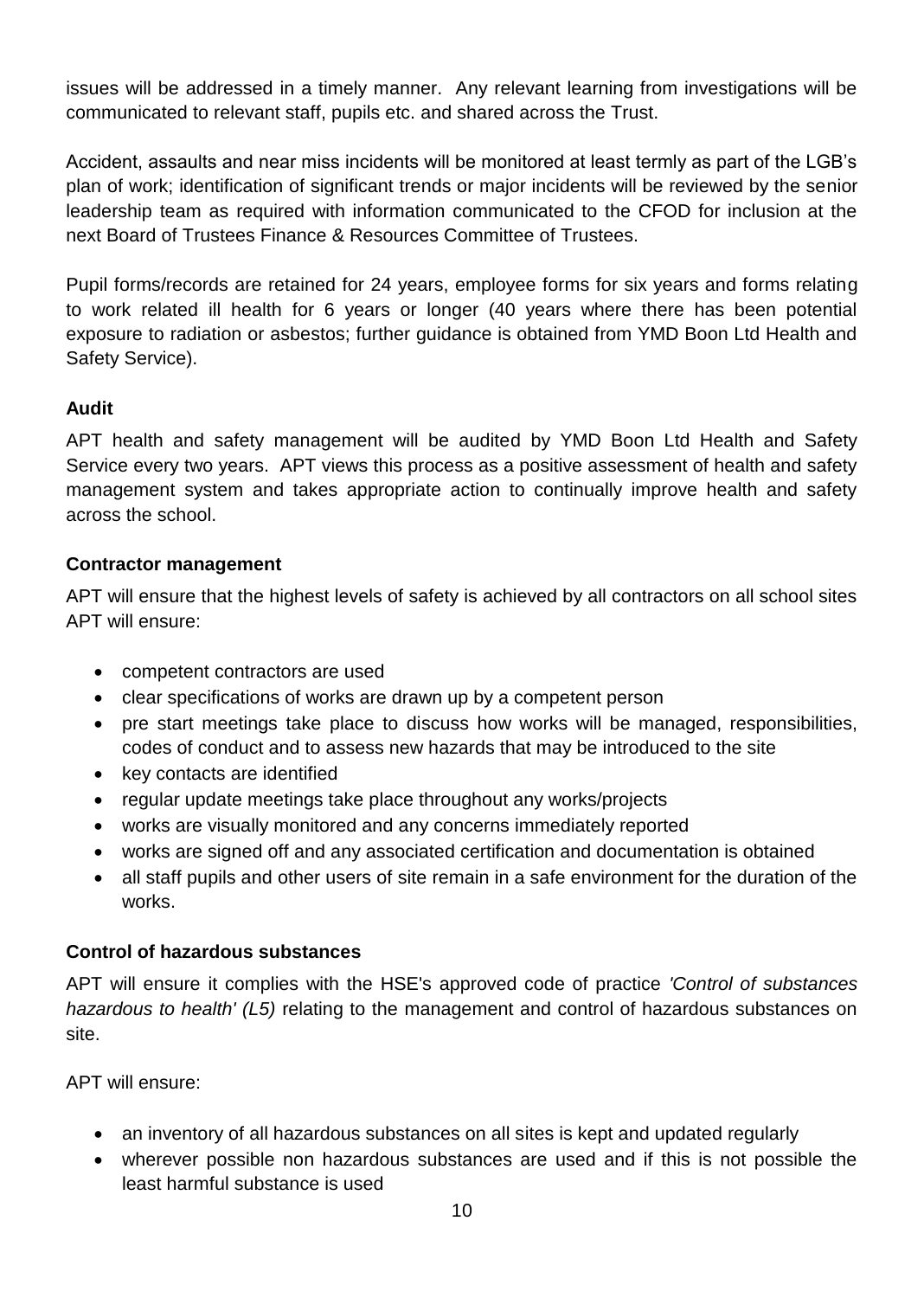issues will be addressed in a timely manner. Any relevant learning from investigations will be communicated to relevant staff, pupils etc. and shared across the Trust.

Accident, assaults and near miss incidents will be monitored at least termly as part of the LGB's plan of work; identification of significant trends or major incidents will be reviewed by the senior leadership team as required with information communicated to the CFOD for inclusion at the next Board of Trustees Finance & Resources Committee of Trustees.

Pupil forms/records are retained for 24 years, employee forms for six years and forms relating to work related ill health for 6 years or longer (40 years where there has been potential exposure to radiation or asbestos; further guidance is obtained from YMD Boon Ltd Health and Safety Service).

**Audit**

APT health and safety management will be audited by YMD Boon Ltd Health and Safety Service every two years. APT views this process as a positive assessment of health and safety management system and takes appropriate action to continually improve health and safety across the school.

**Contractor management**

APT will ensure that the highest levels of safety is achieved by all contractors on all school sites APT will ensure:

- competent contractors are used
- clear specifications of works are drawn up by a competent person
- pre start meetings take place to discuss how works will be managed, responsibilities, codes of conduct and to assess new hazards that may be introduced to the site
- key contacts are identified
- regular update meetings take place throughout any works/projects
- works are visually monitored and any concerns immediately reported
- works are signed off and any associated certification and documentation is obtained
- all staff pupils and other users of site remain in a safe environment for the duration of the works.

**Control of hazardous substances**

APT will ensure it complies with the HSE's approved code of practice *'Control of substances hazardous to health' (L5)* relating to the management and control of hazardous substances on site.

APT will ensure:

- an inventory of all hazardous substances on all sites is kept and updated regularly
- wherever possible non hazardous substances are used and if this is not possible the least harmful substance is used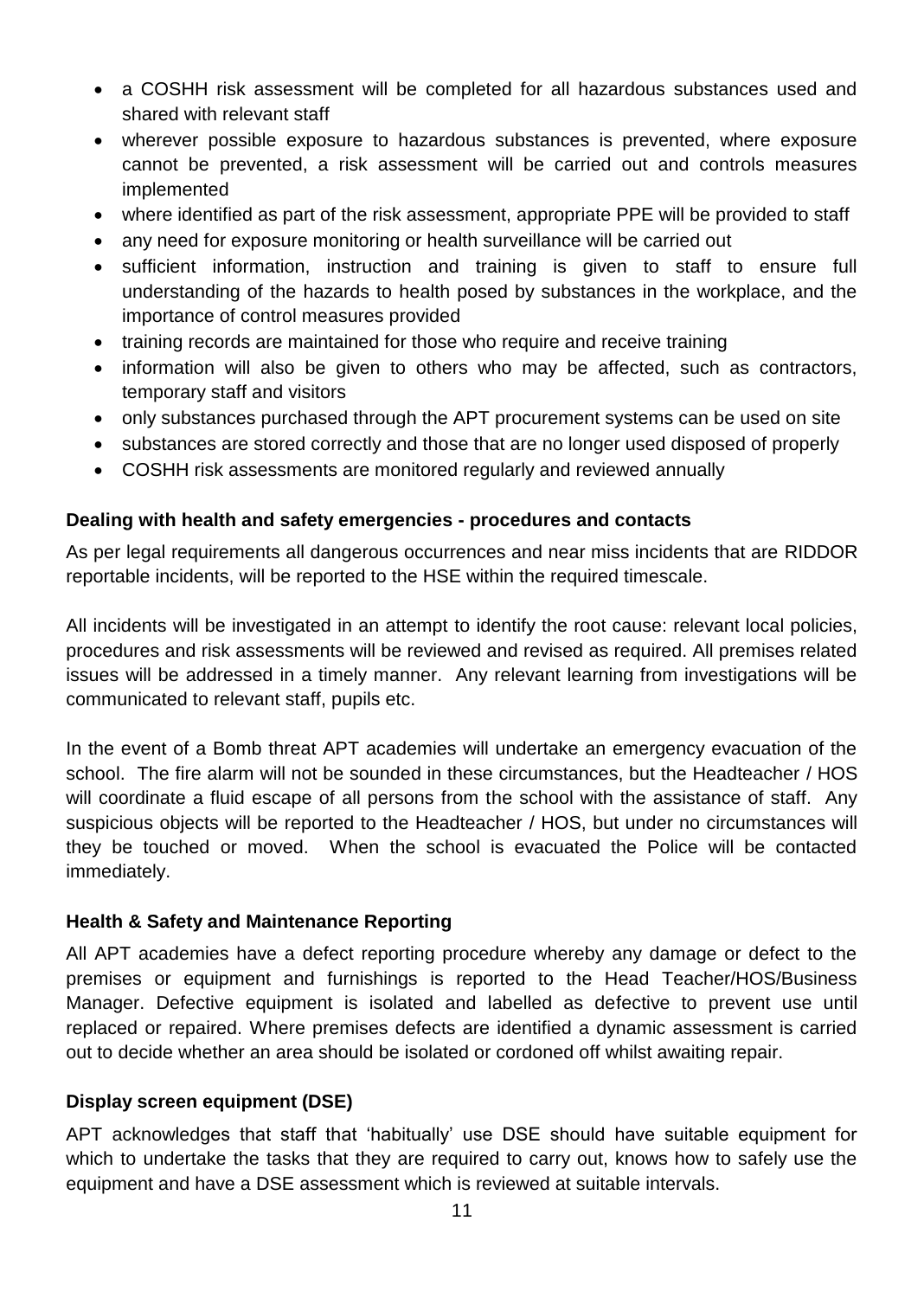- a COSHH risk assessment will be completed for all hazardous substances used and shared with relevant staff
- wherever possible exposure to hazardous substances is prevented, where exposure cannot be prevented, a risk assessment will be carried out and controls measures implemented
- where identified as part of the risk assessment, appropriate PPE will be provided to staff
- any need for exposure monitoring or health surveillance will be carried out
- sufficient information, instruction and training is given to staff to ensure full understanding of the hazards to health posed by substances in the workplace, and the importance of control measures provided
- training records are maintained for those who require and receive training
- information will also be given to others who may be affected, such as contractors, temporary staff and visitors
- only substances purchased through the APT procurement systems can be used on site
- substances are stored correctly and those that are no longer used disposed of properly
- COSHH risk assessments are monitored regularly and reviewed annually

**Dealing with health and safety emergencies - procedures and contacts**

As per legal requirements all dangerous occurrences and near miss incidents that are RIDDOR reportable incidents, will be reported to the HSE within the required timescale.

All incidents will be investigated in an attempt to identify the root cause: relevant local policies, procedures and risk assessments will be reviewed and revised as required. All premises related issues will be addressed in a timely manner. Any relevant learning from investigations will be communicated to relevant staff, pupils etc.

In the event of a Bomb threat APT academies will undertake an emergency evacuation of the school. The fire alarm will not be sounded in these circumstances, but the Headteacher / HOS will coordinate a fluid escape of all persons from the school with the assistance of staff. Any suspicious objects will be reported to the Headteacher / HOS, but under no circumstances will they be touched or moved. When the school is evacuated the Police will be contacted immediately.

**Health & Safety and Maintenance Reporting**

All APT academies have a defect reporting procedure whereby any damage or defect to the premises or equipment and furnishings is reported to the Head Teacher/HOS/Business Manager. Defective equipment is isolated and labelled as defective to prevent use until replaced or repaired. Where premises defects are identified a dynamic assessment is carried out to decide whether an area should be isolated or cordoned off whilst awaiting repair.

**Display screen equipment (DSE)**

APT acknowledges that staff that 'habitually' use DSE should have suitable equipment for which to undertake the tasks that they are required to carry out, knows how to safely use the equipment and have a DSE assessment which is reviewed at suitable intervals.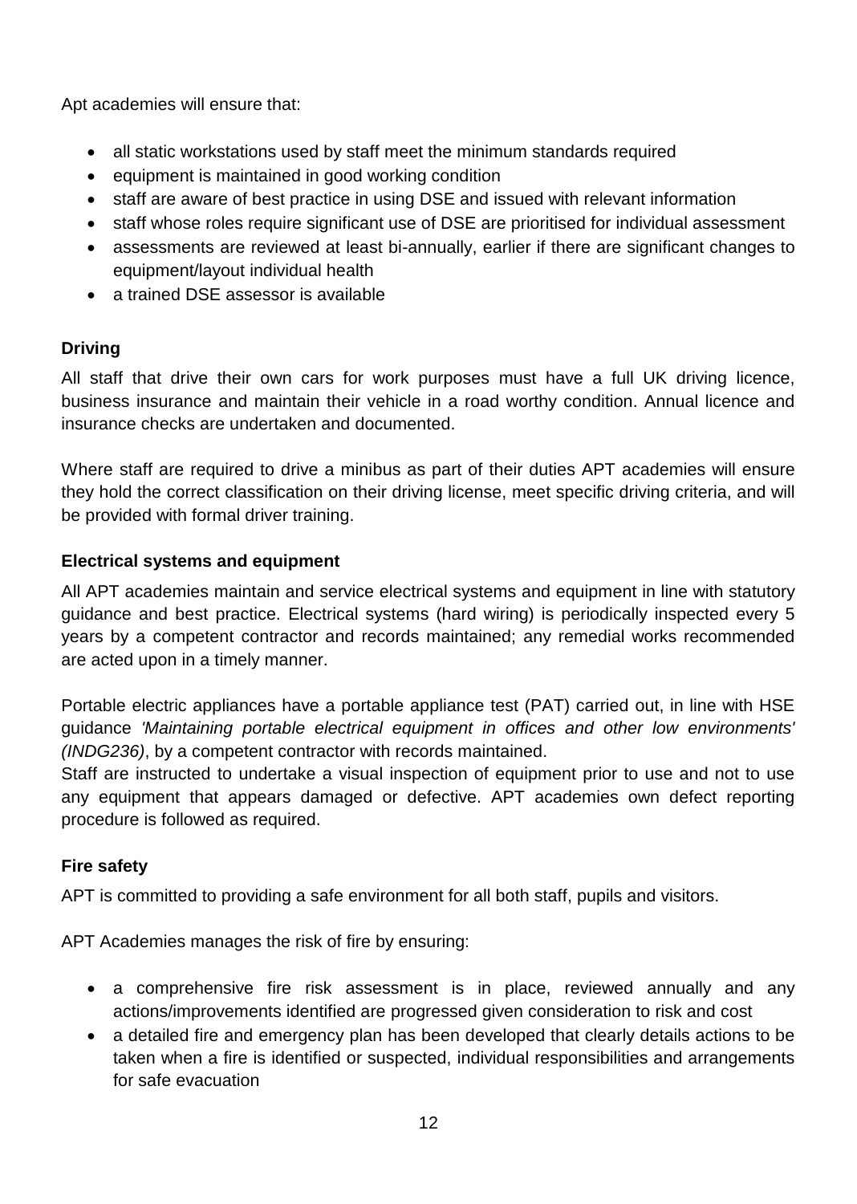Apt academies will ensure that:

- all static workstations used by staff meet the minimum standards required
- equipment is maintained in good working condition
- staff are aware of best practice in using DSE and issued with relevant information
- staff whose roles require significant use of DSE are prioritised for individual assessment
- assessments are reviewed at least bi-annually, earlier if there are significant changes to equipment/layout individual health
- a trained DSE assessor is available

**Driving**

All staff that drive their own cars for work purposes must have a full UK driving licence, business insurance and maintain their vehicle in a road worthy condition. Annual licence and insurance checks are undertaken and documented.

Where staff are required to drive a minibus as part of their duties APT academies will ensure they hold the correct classification on their driving license, meet specific driving criteria, and will be provided with formal driver training.

**Electrical systems and equipment**

All APT academies maintain and service electrical systems and equipment in line with statutory guidance and best practice. Electrical systems (hard wiring) is periodically inspected every 5 years by a competent contractor and records maintained; any remedial works recommended are acted upon in a timely manner.

Portable electric appliances have a portable appliance test (PAT) carried out, in line with HSE guidance *'Maintaining portable electrical equipment in offices and other low environments' (INDG236)*, by a competent contractor with records maintained.
Staff are instructed to undertake a visual inspection of equipment prior to use and not to use any equipment that appears damaged or defective. APT academies own defect reporting procedure is followed as required.

**Fire safety**

APT is committed to providing a safe environment for all both staff, pupils and visitors.

APT Academies manages the risk of fire by ensuring:

- a comprehensive fire risk assessment is in place, reviewed annually and any actions/improvements identified are progressed given consideration to risk and cost
- a detailed fire and emergency plan has been developed that clearly details actions to be taken when a fire is identified or suspected, individual responsibilities and arrangements for safe evacuation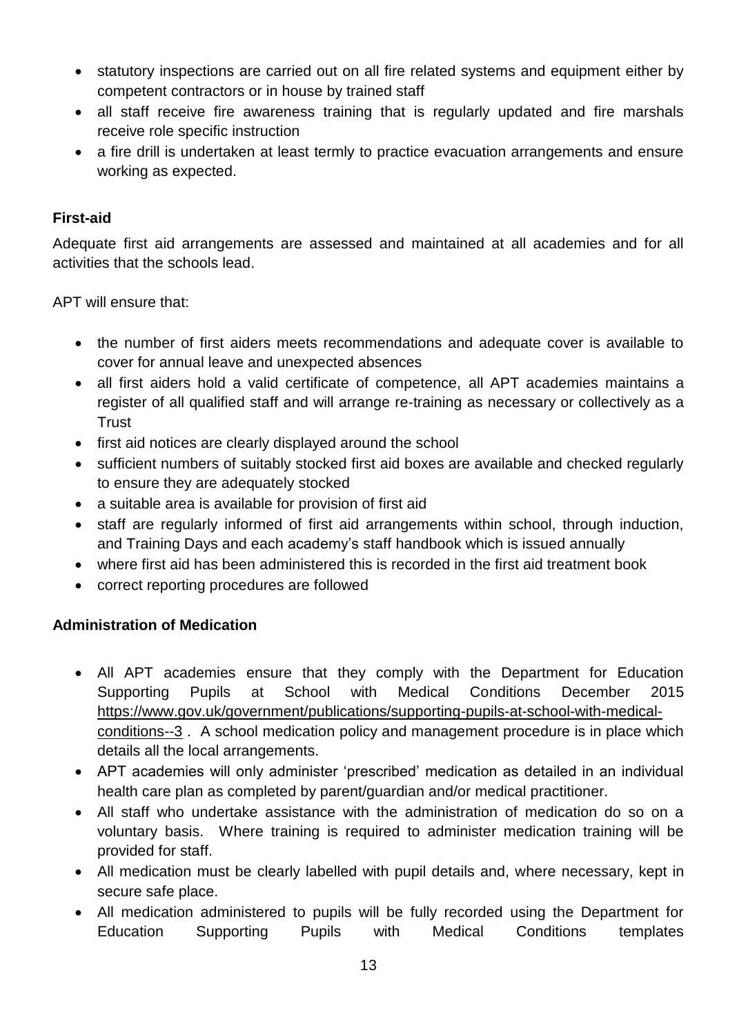- statutory inspections are carried out on all fire related systems and equipment either by competent contractors or in house by trained staff
- all staff receive fire awareness training that is regularly updated and fire marshals receive role specific instruction
- a fire drill is undertaken at least termly to practice evacuation arrangements and ensure working as expected.

**First-aid**

Adequate first aid arrangements are assessed and maintained at all academies and for all activities that the schools lead.

APT will ensure that:

- the number of first aiders meets recommendations and adequate cover is available to cover for annual leave and unexpected absences
- all first aiders hold a valid certificate of competence, all APT academies maintains a register of all qualified staff and will arrange re-training as necessary or collectively as a Trust
- first aid notices are clearly displayed around the school
- sufficient numbers of suitably stocked first aid boxes are available and checked regularly to ensure they are adequately stocked
- a suitable area is available for provision of first aid
- staff are regularly informed of first aid arrangements within school, through induction, and Training Days and each academy's staff handbook which is issued annually
- where first aid has been administered this is recorded in the first aid treatment book
- correct reporting procedures are followed

**Administration of Medication**

- All APT academies ensure that they comply with the Department for Education Supporting Pupils at School with Medical Conditions December 2015 https://www.gov.uk/government/publications/supporting-pupils-at-school-with-medical-conditions--3 . A school medication policy and management procedure is in place which details all the local arrangements.
- APT academies will only administer 'prescribed' medication as detailed in an individual health care plan as completed by parent/guardian and/or medical practitioner.
- All staff who undertake assistance with the administration of medication do so on a voluntary basis. Where training is required to administer medication training will be provided for staff.
- All medication must be clearly labelled with pupil details and, where necessary, kept in secure safe place.
- All medication administered to pupils will be fully recorded using the Department for Education Supporting Pupils with Medical Conditions templates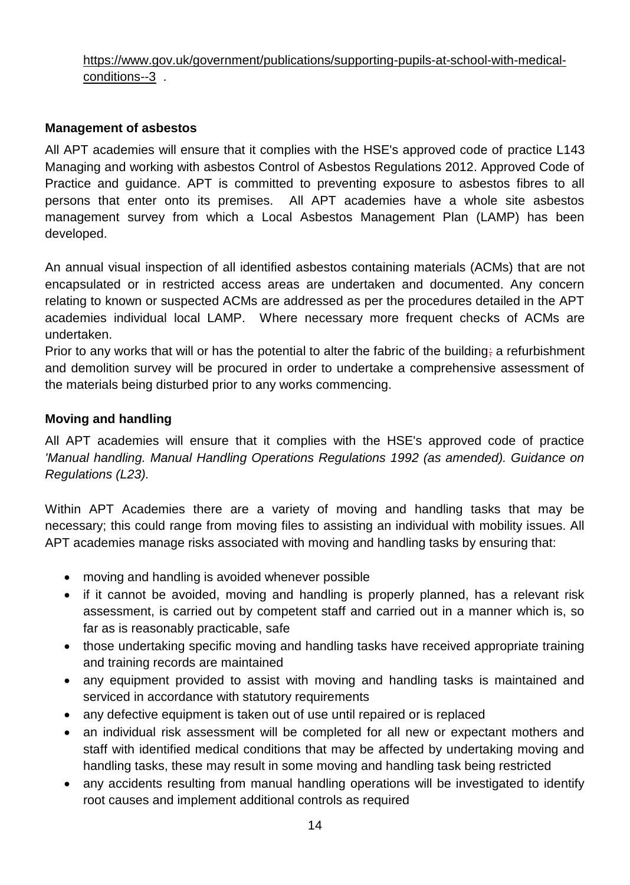https://www.gov.uk/government/publications/supporting-pupils-at-school-with-medical-conditions--3 .

**Management of asbestos**

All APT academies will ensure that it complies with the HSE's approved code of practice L143 Managing and working with asbestos Control of Asbestos Regulations 2012. Approved Code of Practice and guidance. APT is committed to preventing exposure to asbestos fibres to all persons that enter onto its premises. All APT academies have a whole site asbestos management survey from which a Local Asbestos Management Plan (LAMP) has been developed.

An annual visual inspection of all identified asbestos containing materials (ACMs) that are not encapsulated or in restricted access areas are undertaken and documented. Any concern relating to known or suspected ACMs are addressed as per the procedures detailed in the APT academies individual local LAMP. Where necessary more frequent checks of ACMs are undertaken.

Prior to any works that will or has the potential to alter the fabric of the building; a refurbishment and demolition survey will be procured in order to undertake a comprehensive assessment of the materials being disturbed prior to any works commencing.

**Moving and handling**

All APT academies will ensure that it complies with the HSE's approved code of practice *'Manual handling. Manual Handling Operations Regulations 1992 (as amended). Guidance on Regulations (L23).*

Within APT Academies there are a variety of moving and handling tasks that may be necessary; this could range from moving files to assisting an individual with mobility issues. All APT academies manage risks associated with moving and handling tasks by ensuring that:

- moving and handling is avoided whenever possible
- if it cannot be avoided, moving and handling is properly planned, has a relevant risk assessment, is carried out by competent staff and carried out in a manner which is, so far as is reasonably practicable, safe
- those undertaking specific moving and handling tasks have received appropriate training and training records are maintained
- any equipment provided to assist with moving and handling tasks is maintained and serviced in accordance with statutory requirements
- any defective equipment is taken out of use until repaired or is replaced
- an individual risk assessment will be completed for all new or expectant mothers and staff with identified medical conditions that may be affected by undertaking moving and handling tasks, these may result in some moving and handling task being restricted
- any accidents resulting from manual handling operations will be investigated to identify root causes and implement additional controls as required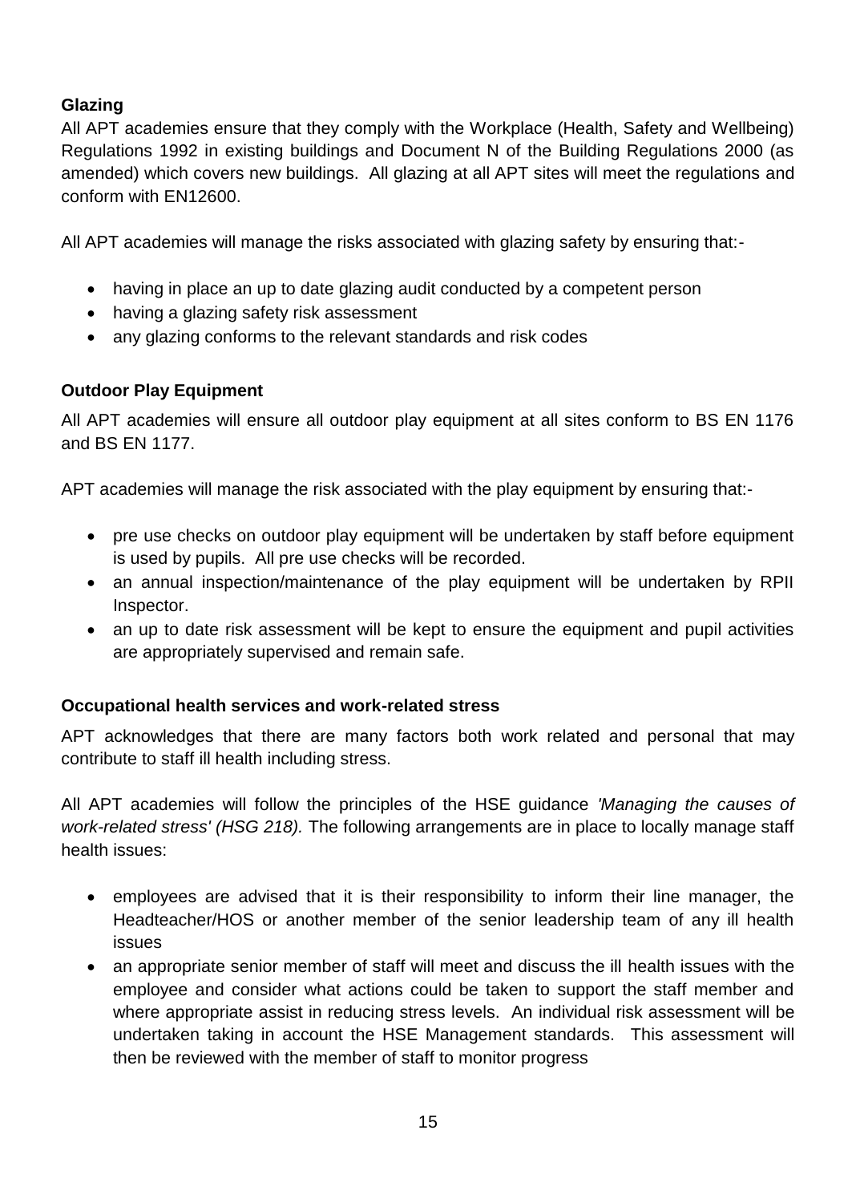**Glazing**

All APT academies ensure that they comply with the Workplace (Health, Safety and Wellbeing) Regulations 1992 in existing buildings and Document N of the Building Regulations 2000 (as amended) which covers new buildings. All glazing at all APT sites will meet the regulations and conform with EN12600.

All APT academies will manage the risks associated with glazing safety by ensuring that:-

- having in place an up to date glazing audit conducted by a competent person
- having a glazing safety risk assessment
- any glazing conforms to the relevant standards and risk codes

**Outdoor Play Equipment**

All APT academies will ensure all outdoor play equipment at all sites conform to BS EN 1176 and BS EN 1177.

APT academies will manage the risk associated with the play equipment by ensuring that:-

- pre use checks on outdoor play equipment will be undertaken by staff before equipment is used by pupils. All pre use checks will be recorded.
- an annual inspection/maintenance of the play equipment will be undertaken by RPII Inspector.
- an up to date risk assessment will be kept to ensure the equipment and pupil activities are appropriately supervised and remain safe.

**Occupational health services and work-related stress**

APT acknowledges that there are many factors both work related and personal that may contribute to staff ill health including stress.

All APT academies will follow the principles of the HSE guidance *'Managing the causes of work-related stress' (HSG 218).* The following arrangements are in place to locally manage staff health issues:

- employees are advised that it is their responsibility to inform their line manager, the Headteacher/HOS or another member of the senior leadership team of any ill health issues
- an appropriate senior member of staff will meet and discuss the ill health issues with the employee and consider what actions could be taken to support the staff member and where appropriate assist in reducing stress levels. An individual risk assessment will be undertaken taking in account the HSE Management standards. This assessment will then be reviewed with the member of staff to monitor progress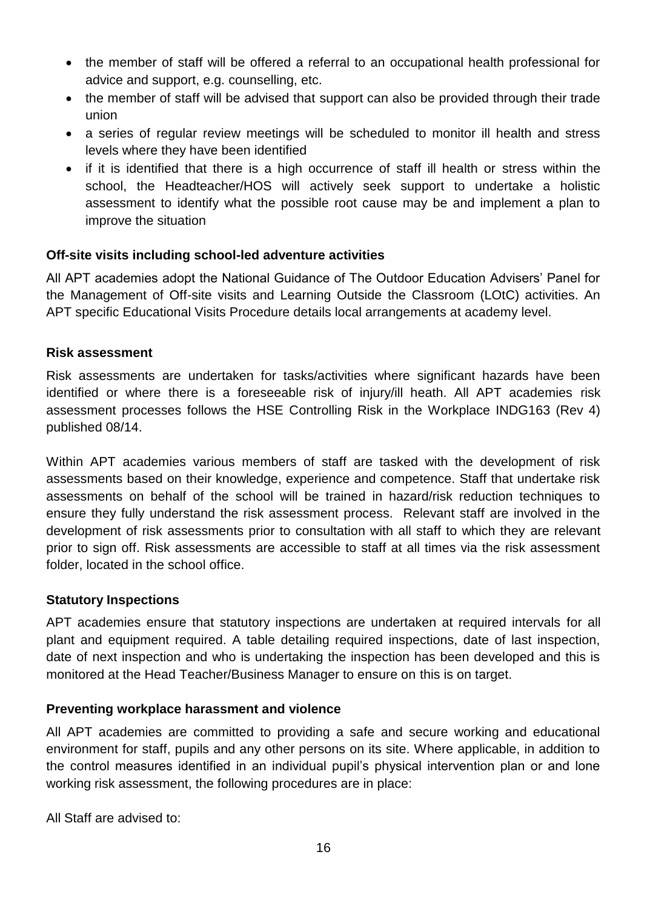- the member of staff will be offered a referral to an occupational health professional for advice and support, e.g. counselling, etc.
- the member of staff will be advised that support can also be provided through their trade union
- a series of regular review meetings will be scheduled to monitor ill health and stress levels where they have been identified
- if it is identified that there is a high occurrence of staff ill health or stress within the school, the Headteacher/HOS will actively seek support to undertake a holistic assessment to identify what the possible root cause may be and implement a plan to improve the situation

**Off-site visits including school-led adventure activities**

All APT academies adopt the National Guidance of The Outdoor Education Advisers' Panel for the Management of Off-site visits and Learning Outside the Classroom (LOtC) activities. An APT specific Educational Visits Procedure details local arrangements at academy level.

**Risk assessment**

Risk assessments are undertaken for tasks/activities where significant hazards have been identified or where there is a foreseeable risk of injury/ill heath. All APT academies risk assessment processes follows the HSE Controlling Risk in the Workplace INDG163 (Rev 4) published 08/14.

Within APT academies various members of staff are tasked with the development of risk assessments based on their knowledge, experience and competence. Staff that undertake risk assessments on behalf of the school will be trained in hazard/risk reduction techniques to ensure they fully understand the risk assessment process. Relevant staff are involved in the development of risk assessments prior to consultation with all staff to which they are relevant prior to sign off. Risk assessments are accessible to staff at all times via the risk assessment folder, located in the school office.

**Statutory Inspections**

APT academies ensure that statutory inspections are undertaken at required intervals for all plant and equipment required. A table detailing required inspections, date of last inspection, date of next inspection and who is undertaking the inspection has been developed and this is monitored at the Head Teacher/Business Manager to ensure on this is on target.

**Preventing workplace harassment and violence**

All APT academies are committed to providing a safe and secure working and educational environment for staff, pupils and any other persons on its site. Where applicable, in addition to the control measures identified in an individual pupil's physical intervention plan or and lone working risk assessment, the following procedures are in place:

All Staff are advised to: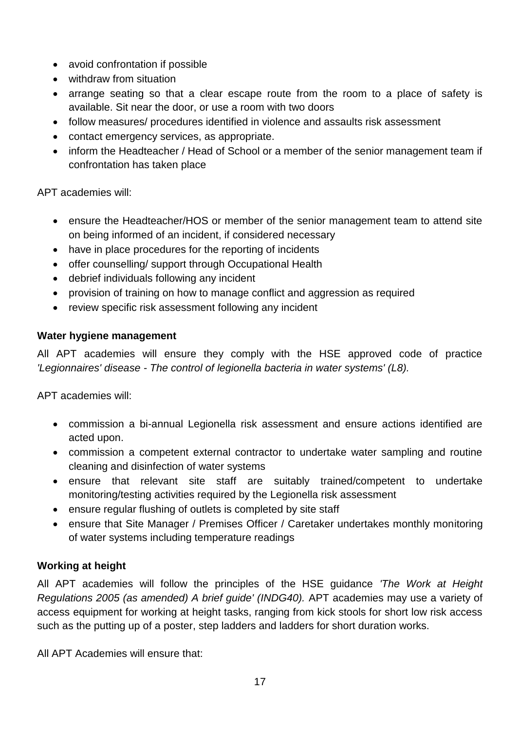- avoid confrontation if possible
- withdraw from situation
- arrange seating so that a clear escape route from the room to a place of safety is available. Sit near the door, or use a room with two doors
- follow measures/ procedures identified in violence and assaults risk assessment
- contact emergency services, as appropriate.
- inform the Headteacher / Head of School or a member of the senior management team if confrontation has taken place

APT academies will:

- ensure the Headteacher/HOS or member of the senior management team to attend site on being informed of an incident, if considered necessary
- have in place procedures for the reporting of incidents
- offer counselling/ support through Occupational Health
- debrief individuals following any incident
- provision of training on how to manage conflict and aggression as required
- review specific risk assessment following any incident

**Water hygiene management**

All APT academies will ensure they comply with the HSE approved code of practice *'Legionnaires' disease - The control of legionella bacteria in water systems' (L8).*

APT academies will:

- commission a bi-annual Legionella risk assessment and ensure actions identified are acted upon.
- commission a competent external contractor to undertake water sampling and routine cleaning and disinfection of water systems
- ensure that relevant site staff are suitably trained/competent to undertake monitoring/testing activities required by the Legionella risk assessment
- ensure regular flushing of outlets is completed by site staff
- ensure that Site Manager / Premises Officer / Caretaker undertakes monthly monitoring of water systems including temperature readings

**Working at height**

All APT academies will follow the principles of the HSE guidance *'The Work at Height Regulations 2005 (as amended) A brief guide' (INDG40).* APT academies may use a variety of access equipment for working at height tasks, ranging from kick stools for short low risk access such as the putting up of a poster, step ladders and ladders for short duration works.

All APT Academies will ensure that: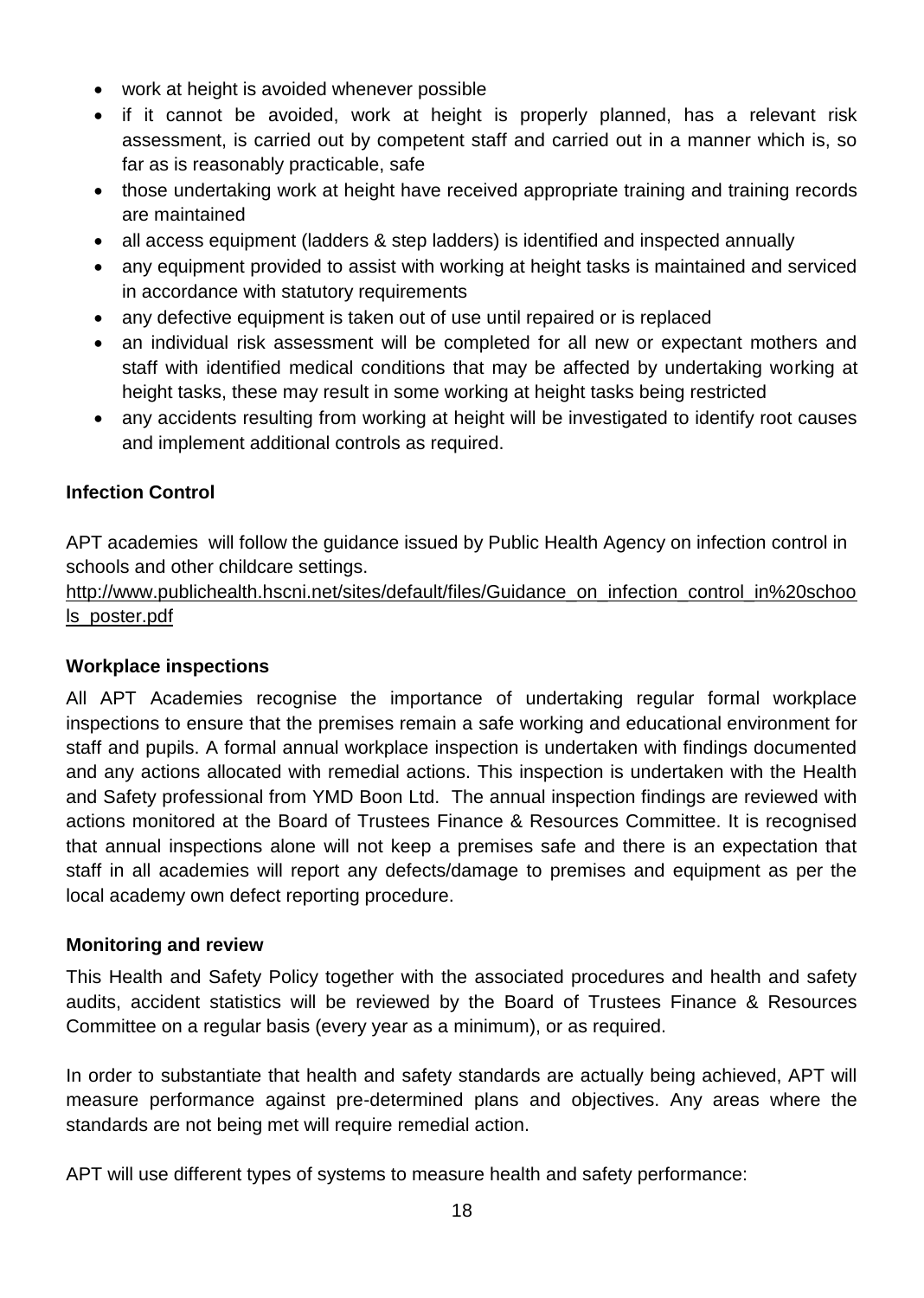- work at height is avoided whenever possible
- if it cannot be avoided, work at height is properly planned, has a relevant risk assessment, is carried out by competent staff and carried out in a manner which is, so far as is reasonably practicable, safe
- those undertaking work at height have received appropriate training and training records are maintained
- all access equipment (ladders & step ladders) is identified and inspected annually
- any equipment provided to assist with working at height tasks is maintained and serviced in accordance with statutory requirements
- any defective equipment is taken out of use until repaired or is replaced
- an individual risk assessment will be completed for all new or expectant mothers and staff with identified medical conditions that may be affected by undertaking working at height tasks, these may result in some working at height tasks being restricted
- any accidents resulting from working at height will be investigated to identify root causes and implement additional controls as required.

**Infection Control**

APT academies will follow the guidance issued by Public Health Agency on infection control in schools and other childcare settings.
http://www.publichealth.hscni.net/sites/default/files/Guidance_on_infection_control_in%20schools_poster.pdf

**Workplace inspections**

All APT Academies recognise the importance of undertaking regular formal workplace inspections to ensure that the premises remain a safe working and educational environment for staff and pupils. A formal annual workplace inspection is undertaken with findings documented and any actions allocated with remedial actions. This inspection is undertaken with the Health and Safety professional from YMD Boon Ltd. The annual inspection findings are reviewed with actions monitored at the Board of Trustees Finance & Resources Committee. It is recognised that annual inspections alone will not keep a premises safe and there is an expectation that staff in all academies will report any defects/damage to premises and equipment as per the local academy own defect reporting procedure.

**Monitoring and review**

This Health and Safety Policy together with the associated procedures and health and safety audits, accident statistics will be reviewed by the Board of Trustees Finance & Resources Committee on a regular basis (every year as a minimum), or as required.

In order to substantiate that health and safety standards are actually being achieved, APT will measure performance against pre-determined plans and objectives. Any areas where the standards are not being met will require remedial action.

APT will use different types of systems to measure health and safety performance: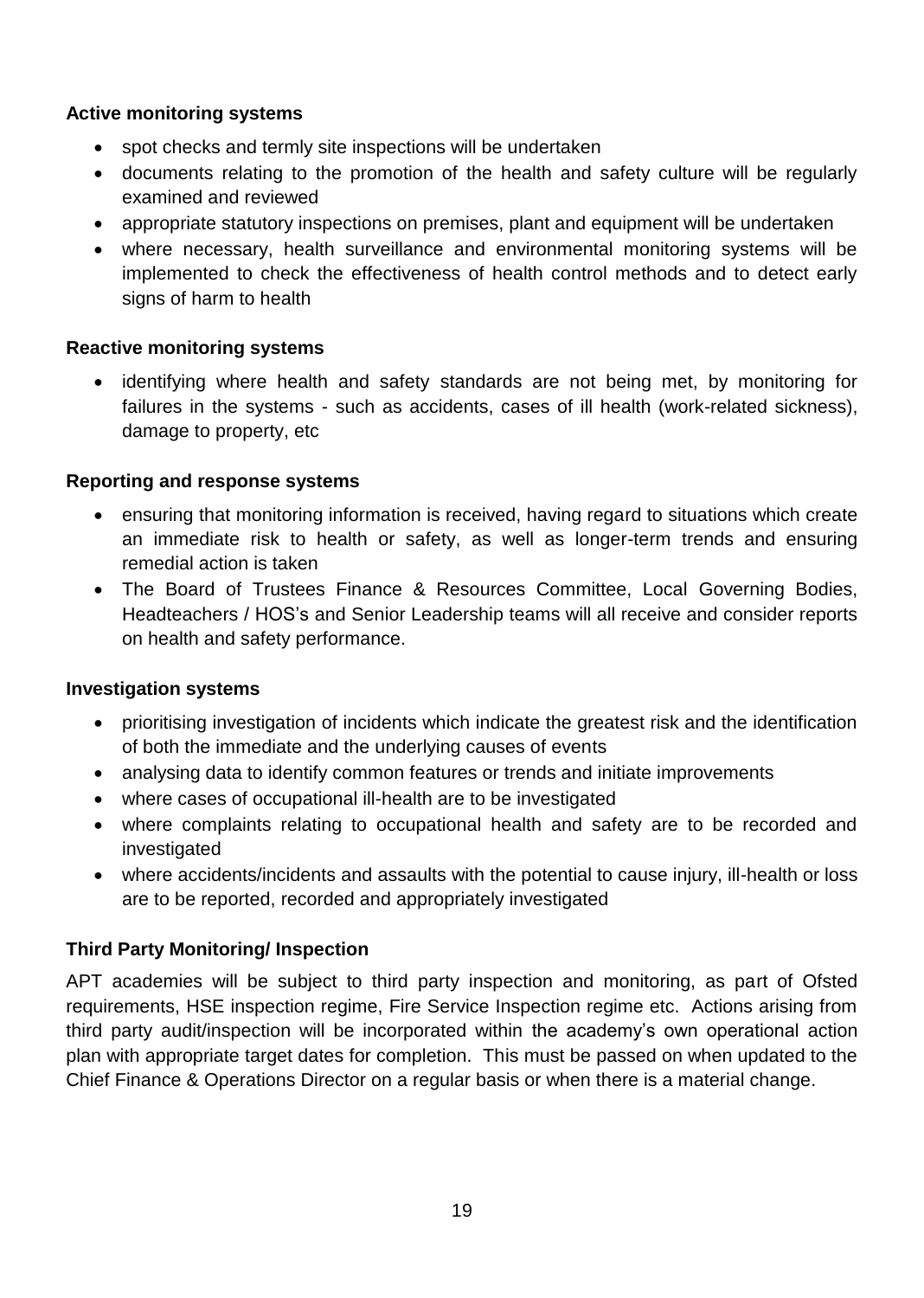**Active monitoring systems**

- spot checks and termly site inspections will be undertaken
- documents relating to the promotion of the health and safety culture will be regularly examined and reviewed
- appropriate statutory inspections on premises, plant and equipment will be undertaken
- where necessary, health surveillance and environmental monitoring systems will be implemented to check the effectiveness of health control methods and to detect early signs of harm to health

**Reactive monitoring systems**

- identifying where health and safety standards are not being met, by monitoring for failures in the systems - such as accidents, cases of ill health (work-related sickness), damage to property, etc

**Reporting and response systems**

- ensuring that monitoring information is received, having regard to situations which create an immediate risk to health or safety, as well as longer-term trends and ensuring remedial action is taken
- The Board of Trustees Finance & Resources Committee, Local Governing Bodies, Headteachers / HOS's and Senior Leadership teams will all receive and consider reports on health and safety performance.

**Investigation systems**

- prioritising investigation of incidents which indicate the greatest risk and the identification of both the immediate and the underlying causes of events
- analysing data to identify common features or trends and initiate improvements
- where cases of occupational ill-health are to be investigated
- where complaints relating to occupational health and safety are to be recorded and investigated
- where accidents/incidents and assaults with the potential to cause injury, ill-health or loss are to be reported, recorded and appropriately investigated

**Third Party Monitoring/ Inspection**

APT academies will be subject to third party inspection and monitoring, as part of Ofsted requirements, HSE inspection regime, Fire Service Inspection regime etc. Actions arising from third party audit/inspection will be incorporated within the academy's own operational action plan with appropriate target dates for completion. This must be passed on when updated to the Chief Finance & Operations Director on a regular basis or when there is a material change.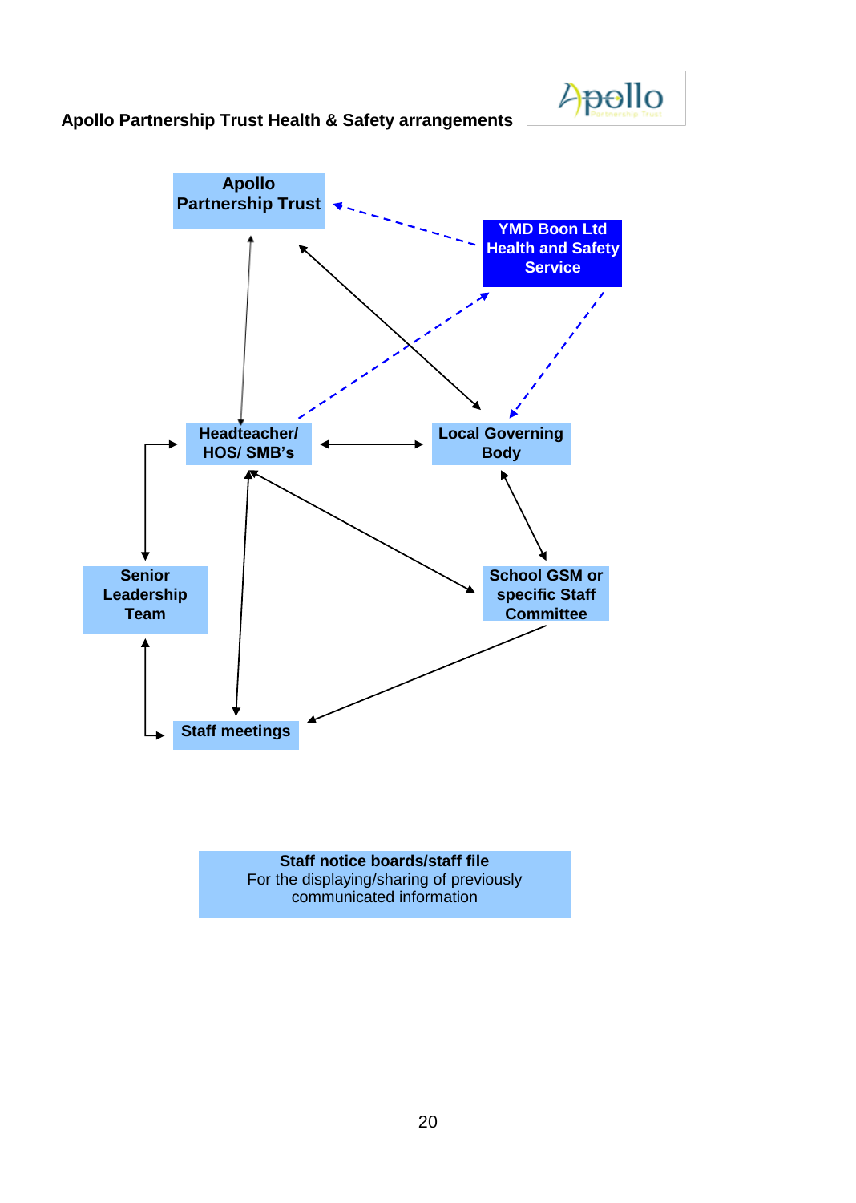**Apollo Partnership Trust Health & Safety arrangements**

Apollo Partnership Trust

YMD Boon Ltd Health and Safety Service

Headteacher/ HOS/ SMB's

Local Governing Body

Senior Leadership Team

School GSM or specific Staff Committee

Staff meetings

**Staff notice boards/staff file**
For the displaying/sharing of previously communicated information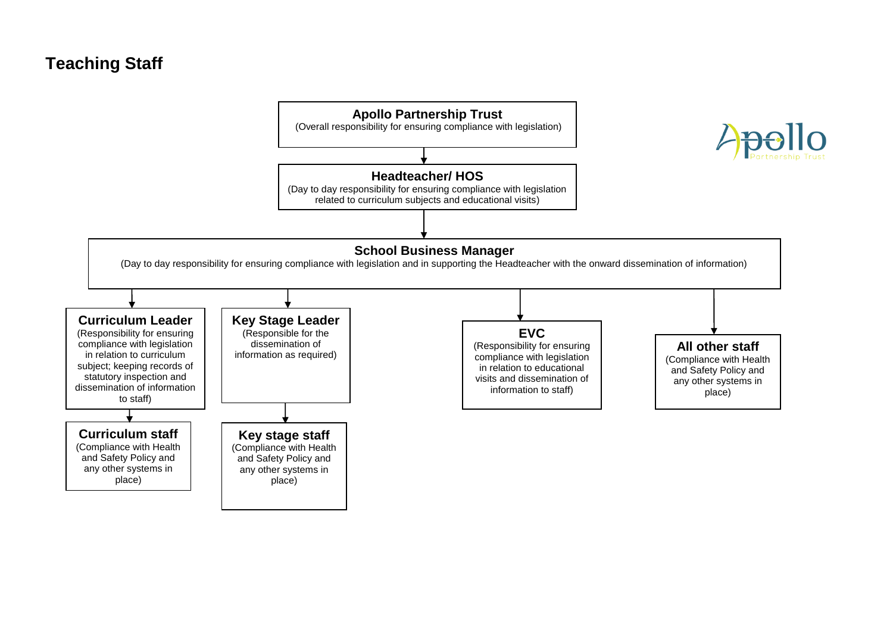## Teaching Staff

**Apollo Partnership Trust**
(Overall responsibility for ensuring compliance with legislation)

↓

**Headteacher/ HOS**
(Day to day responsibility for ensuring compliance with legislation related to curriculum subjects and educational visits)

↓

**School Business Manager**
(Day to day responsibility for ensuring compliance with legislation and in supporting the Headteacher with the onward dissemination of information)

↓

**Curriculum Leader**
(Responsibility for ensuring compliance with legislation in relation to curriculum subject; keeping records of statutory inspection and dissemination of information to staff)

↓

**Curriculum staff**
(Compliance with Health and Safety Policy and any other systems in place)

**Key Stage Leader**
(Responsible for the dissemination of information as required)

↓

**Key stage staff**
(Compliance with Health and Safety Policy and any other systems in place)

**EVC**
(Responsibility for ensuring compliance with legislation in relation to educational visits and dissemination of information to staff)

**All other staff**
(Compliance with Health and Safety Policy and any other systems in place)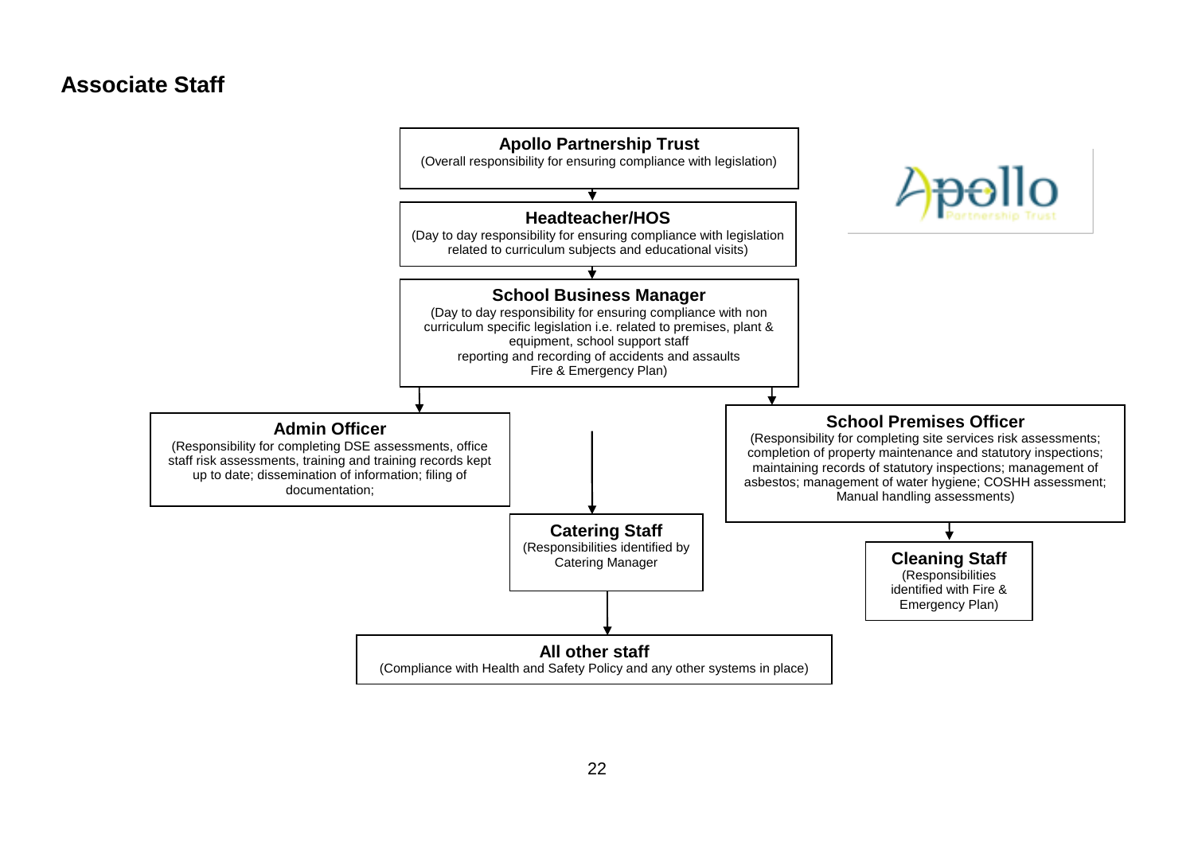## Associate Staff

**Apollo Partnership Trust**
(Overall responsibility for ensuring compliance with legislation)

**Headteacher/HOS**
(Day to day responsibility for ensuring compliance with legislation related to curriculum subjects and educational visits)

**School Business Manager**
(Day to day responsibility for ensuring compliance with non curriculum specific legislation i.e. related to premises, plant & equipment, school support staff
reporting and recording of accidents and assaults
Fire & Emergency Plan)

**Admin Officer**
(Responsibility for completing DSE assessments, office staff risk assessments, training and training records kept up to date; dissemination of information; filing of documentation;

**School Premises Officer**
(Responsibility for completing site services risk assessments; completion of property maintenance and statutory inspections; maintaining records of statutory inspections; management of asbestos; management of water hygiene; COSHH assessment; Manual handling assessments)

**Catering Staff**
(Responsibilities identified by Catering Manager

**Cleaning Staff**
(Responsibilities identified with Fire & Emergency Plan)

**All other staff**
(Compliance with Health and Safety Policy and any other systems in place)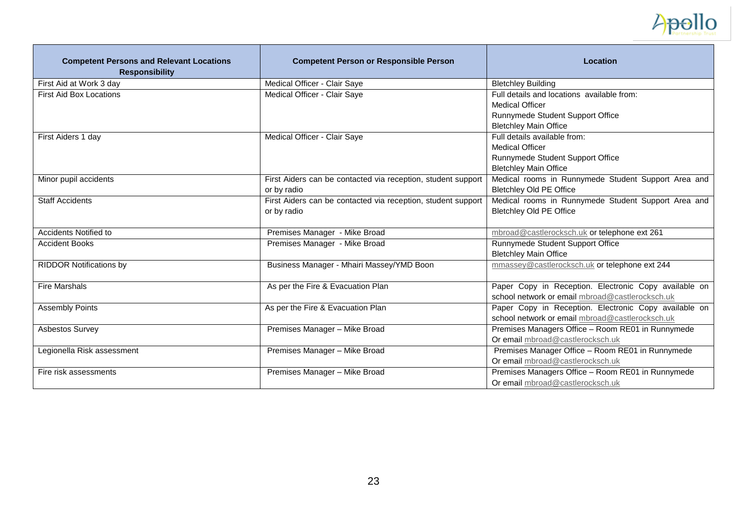| Competent Persons and Relevant Locations Responsibility | Competent Person or Responsible Person | Location |
|---|---|---|
| First Aid at Work 3 day | Medical Officer - Clair Saye | Bletchley Building |
| First Aid Box Locations | Medical Officer - Clair Saye | Full details and locations available from:<br>Medical Officer<br>Runnymede Student Support Office<br>Bletchley Main Office |
| First Aiders 1 day | Medical Officer - Clair Saye | Full details available from:<br>Medical Officer<br>Runnymede Student Support Office<br>Bletchley Main Office |
| Minor pupil accidents | First Aiders can be contacted via reception, student support or by radio | Medical rooms in Runnymede Student Support Area and Bletchley Old PE Office |
| Staff Accidents | First Aiders can be contacted via reception, student support or by radio | Medical rooms in Runnymede Student Support Area and Bletchley Old PE Office |
| Accidents Notified to | Premises Manager - Mike Broad | mbroad@castlerocksch.uk or telephone ext 261 |
| Accident Books | Premises Manager - Mike Broad | Runnymede Student Support Office<br>Bletchley Main Office |
| RIDDOR Notifications by | Business Manager - Mhairi Massey/YMD Boon | mmassey@castlerocksch.uk or telephone ext 244 |
| Fire Marshals | As per the Fire & Evacuation Plan | Paper Copy in Reception. Electronic Copy available on school network or email mbroad@castlerocksch.uk |
| Assembly Points | As per the Fire & Evacuation Plan | Paper Copy in Reception. Electronic Copy available on school network or email mbroad@castlerocksch.uk |
| Asbestos Survey | Premises Manager – Mike Broad | Premises Managers Office – Room RE01 in Runnymede<br>Or email mbroad@castlerocksch.uk |
| Legionella Risk assessment | Premises Manager – Mike Broad | Premises Manager Office – Room RE01 in Runnymede<br>Or email mbroad@castlerocksch.uk |
| Fire risk assessments | Premises Manager – Mike Broad | Premises Managers Office – Room RE01 in Runnymede<br>Or email mbroad@castlerocksch.uk |